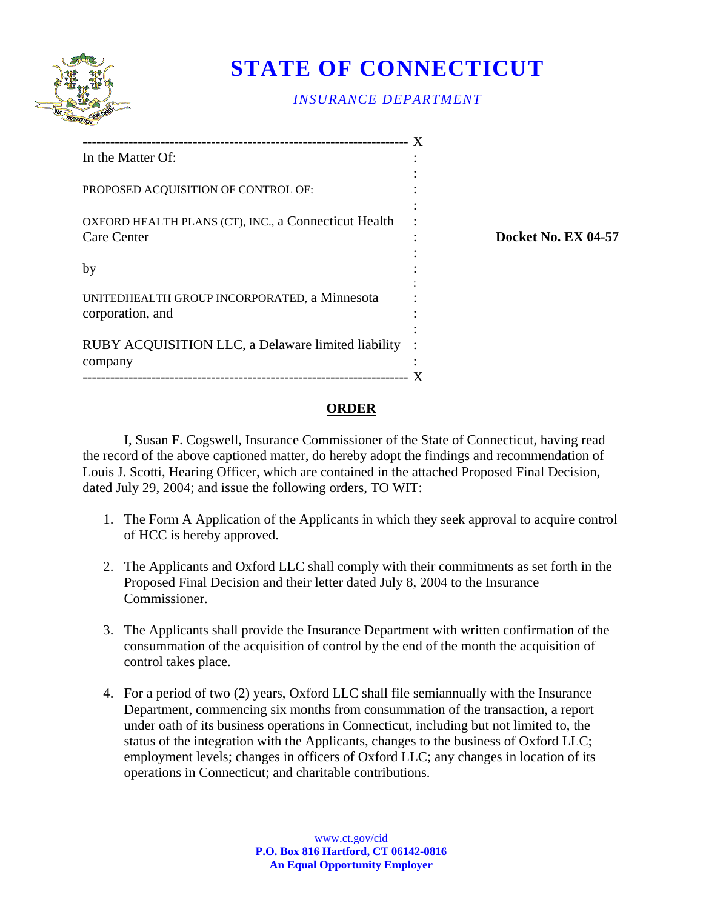# STATE OF CONNECTICUT

*INSURANCE DEPARTMENT*

---

In the Matter Of:

PROPOSED ACQUISITION OF CONTROL OF:

OXFORD HEALTH PLANS (CT), INC., a Connecticut Health Care Center

by

UNITEDHEALTH GROUP INCORPORATED, a Minnesota corporation, and

RUBY ACQUISITION LLC, a Delaware limited liability company

---

**Docket No. EX 04-57**

## ORDER

I, Susan F. Cogswell, Insurance Commissioner of the State of Connecticut, having read the record of the above captioned matter, do hereby adopt the findings and recommendation of Louis J. Scotti, Hearing Officer, which are contained in the attached Proposed Final Decision, dated July 29, 2004; and issue the following orders, TO WIT:

1. The Form A Application of the Applicants in which they seek approval to acquire control of HCC is hereby approved.

2. The Applicants and Oxford LLC shall comply with their commitments as set forth in the Proposed Final Decision and their letter dated July 8, 2004 to the Insurance Commissioner.

3. The Applicants shall provide the Insurance Department with written confirmation of the consummation of the acquisition of control by the end of the month the acquisition of control takes place.

4. For a period of two (2) years, Oxford LLC shall file semiannually with the Insurance Department, commencing six months from consummation of the transaction, a report under oath of its business operations in Connecticut, including but not limited to, the status of the integration with the Applicants, changes to the business of Oxford LLC; employment levels; changes in officers of Oxford LLC; any changes in location of its operations in Connecticut; and charitable contributions.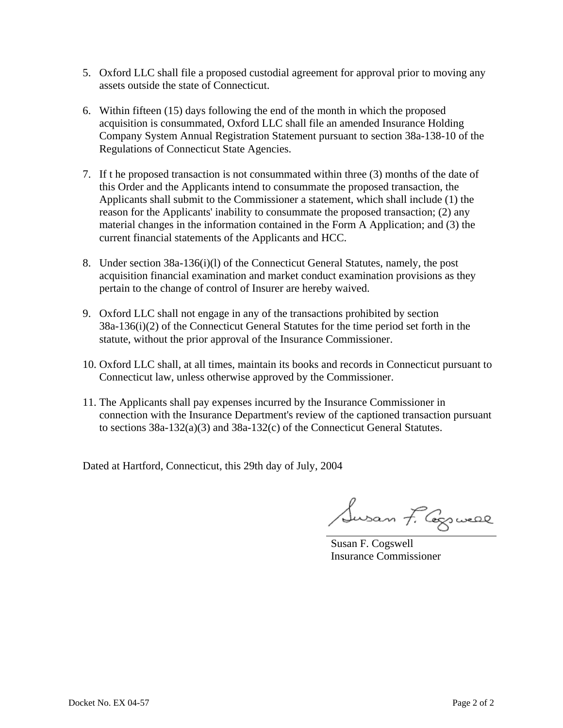5. Oxford LLC shall file a proposed custodial agreement for approval prior to moving any assets outside the state of Connecticut.

6. Within fifteen (15) days following the end of the month in which the proposed acquisition is consummated, Oxford LLC shall file an amended Insurance Holding Company System Annual Registration Statement pursuant to section 38a-138-10 of the Regulations of Connecticut State Agencies.

7. If t he proposed transaction is not consummated within three (3) months of the date of this Order and the Applicants intend to consummate the proposed transaction, the Applicants shall submit to the Commissioner a statement, which shall include (1) the reason for the Applicants' inability to consummate the proposed transaction; (2) any material changes in the information contained in the Form A Application; and (3) the current financial statements of the Applicants and HCC.

8. Under section 38a-136(i)(l) of the Connecticut General Statutes, namely, the post acquisition financial examination and market conduct examination provisions as they pertain to the change of control of Insurer are hereby waived.

9. Oxford LLC shall not engage in any of the transactions prohibited by section 38a-136(i)(2) of the Connecticut General Statutes for the time period set forth in the statute, without the prior approval of the Insurance Commissioner.

10. Oxford LLC shall, at all times, maintain its books and records in Connecticut pursuant to Connecticut law, unless otherwise approved by the Commissioner.

11. The Applicants shall pay expenses incurred by the Insurance Commissioner in connection with the Insurance Department's review of the captioned transaction pursuant to sections 38a-132(a)(3) and 38a-132(c) of the Connecticut General Statutes.

Dated at Hartford, Connecticut, this 29th day of July, 2004

Susan F. Cogswell
Insurance Commissioner

Docket No. EX 04-57